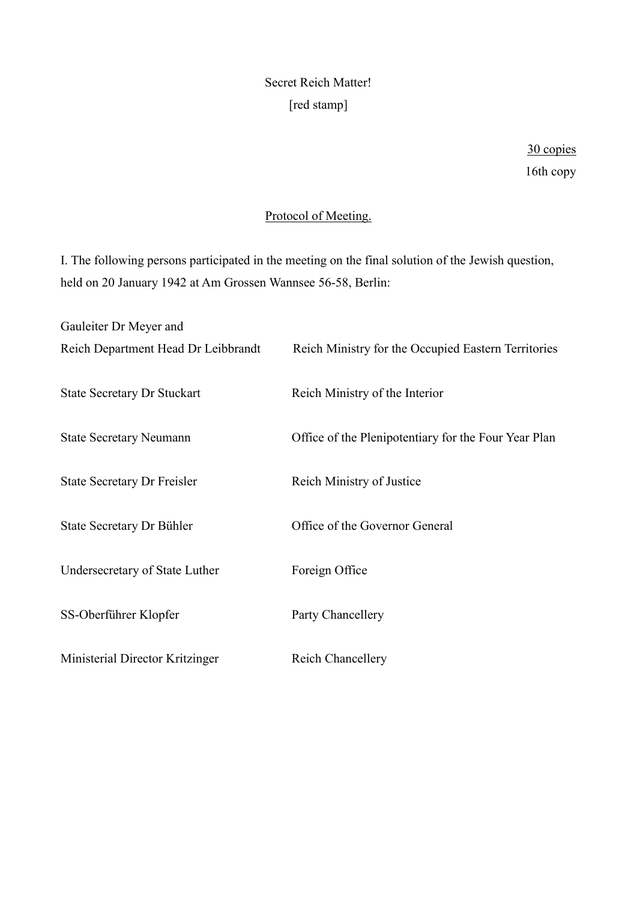Secret Reich Matter!
[red stamp]

30 copies
16th copy

Protocol of Meeting.

I. The following persons participated in the meeting on the final solution of the Jewish question, held on 20 January 1942 at Am Grossen Wannsee 56-58, Berlin:

| | |
|---|---|
| Gauleiter Dr Meyer and Reich Department Head Dr Leibbrandt | Reich Ministry for the Occupied Eastern Territories |
| State Secretary Dr Stuckart | Reich Ministry of the Interior |
| State Secretary Neumann | Office of the Plenipotentiary for the Four Year Plan |
| State Secretary Dr Freisler | Reich Ministry of Justice |
| State Secretary Dr Bühler | Office of the Governor General |
| Undersecretary of State Luther | Foreign Office |
| SS-Oberführer Klopfer | Party Chancellery |
| Ministerial Director Kritzinger | Reich Chancellery |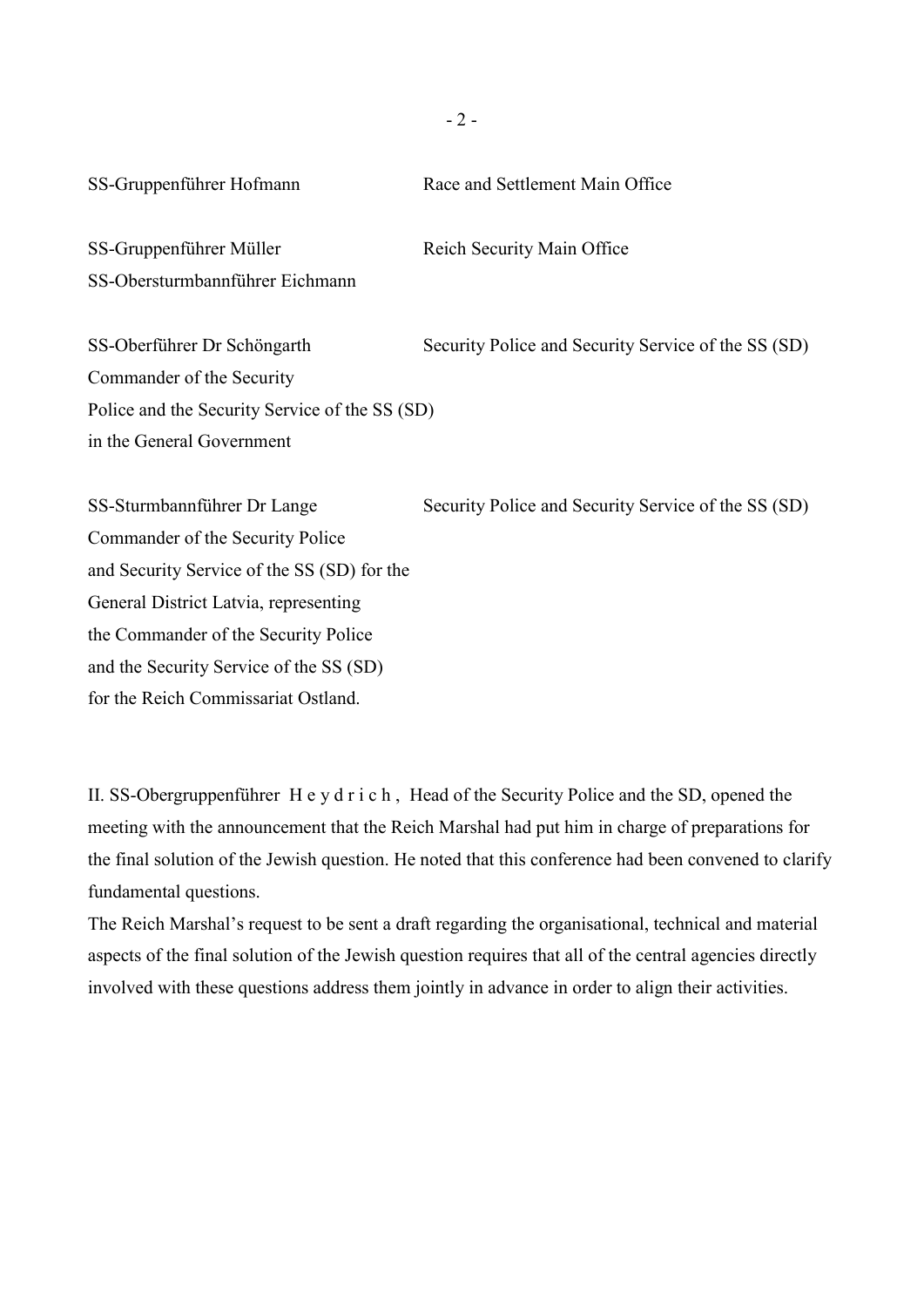| | |
|---|---|
| SS-Gruppenführer Hofmann | Race and Settlement Main Office |
| SS-Gruppenführer Müller<br>SS-Obersturmbannführer Eichmann | Reich Security Main Office |
| SS-Oberführer Dr Schöngarth<br>Commander of the Security<br>Police and the Security Service of the SS (SD)<br>in the General Government | Security Police and Security Service of the SS (SD) |
| SS-Sturmbannführer Dr Lange<br>Commander of the Security Police<br>and Security Service of the SS (SD) for the<br>General District Latvia, representing<br>the Commander of the Security Police<br>and the Security Service of the SS (SD)<br>for the Reich Commissariat Ostland. | Security Police and Security Service of the SS (SD) |

II. SS-Obergruppenführer H e y d r i c h , Head of the Security Police and the SD, opened the meeting with the announcement that the Reich Marshal had put him in charge of preparations for the final solution of the Jewish question. He noted that this conference had been convened to clarify fundamental questions.

The Reich Marshal's request to be sent a draft regarding the organisational, technical and material aspects of the final solution of the Jewish question requires that all of the central agencies directly involved with these questions address them jointly in advance in order to align their activities.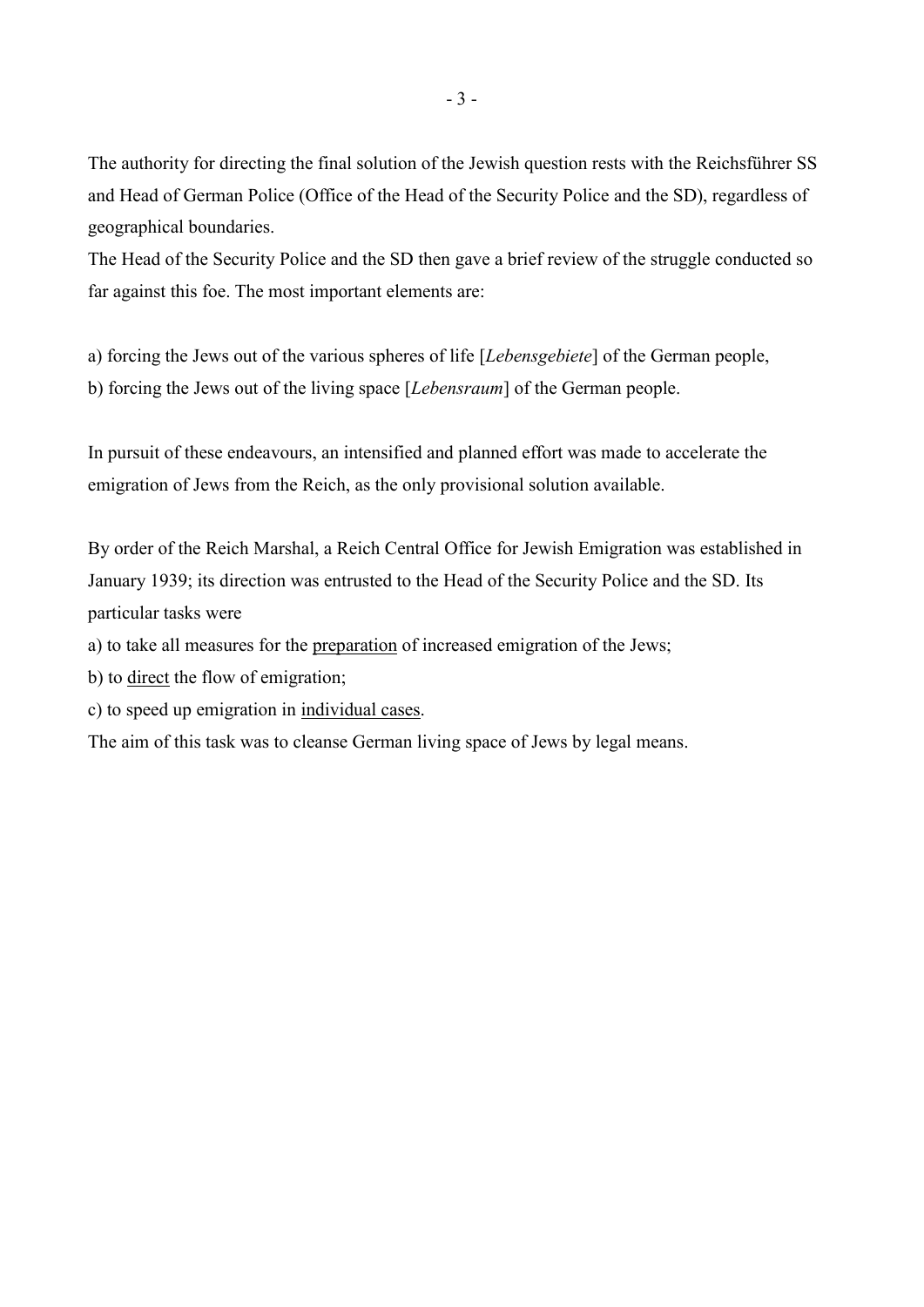The authority for directing the final solution of the Jewish question rests with the Reichsführer SS and Head of German Police (Office of the Head of the Security Police and the SD), regardless of geographical boundaries.
The Head of the Security Police and the SD then gave a brief review of the struggle conducted so far against this foe. The most important elements are:

a) forcing the Jews out of the various spheres of life [*Lebensgebiete*] of the German people,
b) forcing the Jews out of the living space [*Lebensraum*] of the German people.

In pursuit of these endeavours, an intensified and planned effort was made to accelerate the emigration of Jews from the Reich, as the only provisional solution available.

By order of the Reich Marshal, a Reich Central Office for Jewish Emigration was established in January 1939; its direction was entrusted to the Head of the Security Police and the SD. Its particular tasks were
a) to take all measures for the <u>preparation</u> of increased emigration of the Jews;
b) to <u>direct</u> the flow of emigration;
c) to speed up emigration in <u>individual cases</u>.
The aim of this task was to cleanse German living space of Jews by legal means.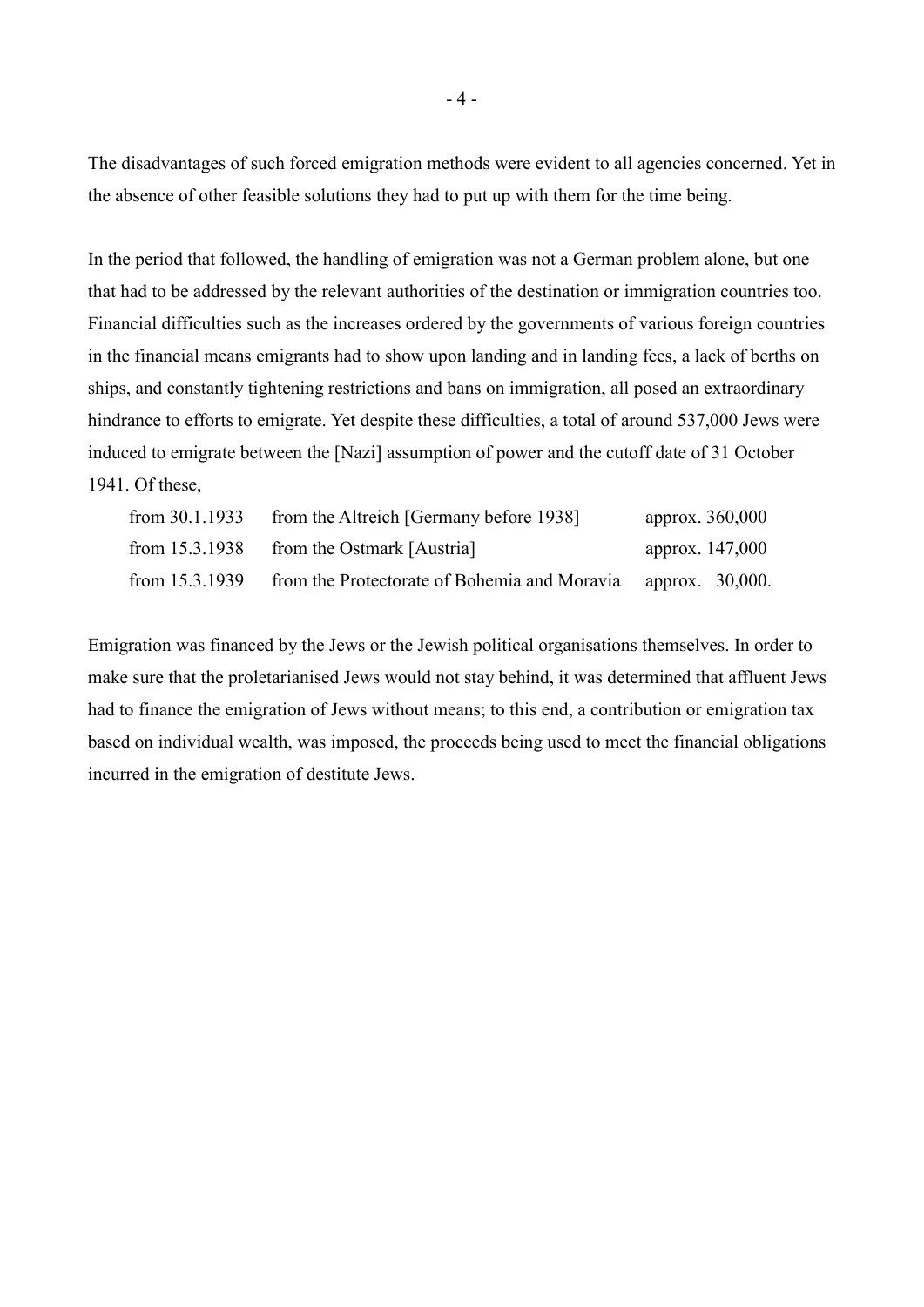The disadvantages of such forced emigration methods were evident to all agencies concerned. Yet in the absence of other feasible solutions they had to put up with them for the time being.

In the period that followed, the handling of emigration was not a German problem alone, but one that had to be addressed by the relevant authorities of the destination or immigration countries too. Financial difficulties such as the increases ordered by the governments of various foreign countries in the financial means emigrants had to show upon landing and in landing fees, a lack of berths on ships, and constantly tightening restrictions and bans on immigration, all posed an extraordinary hindrance to efforts to emigrate. Yet despite these difficulties, a total of around 537,000 Jews were induced to emigrate between the [Nazi] assumption of power and the cutoff date of 31 October 1941. Of these,

| | | |
|---|---|---|
| from 30.1.1933 | from the Altreich [Germany before 1938] | approx. 360,000 |
| from 15.3.1938 | from the Ostmark [Austria] | approx. 147,000 |
| from 15.3.1939 | from the Protectorate of Bohemia and Moravia | approx. 30,000. |

Emigration was financed by the Jews or the Jewish political organisations themselves. In order to make sure that the proletarianised Jews would not stay behind, it was determined that affluent Jews had to finance the emigration of Jews without means; to this end, a contribution or emigration tax based on individual wealth, was imposed, the proceeds being used to meet the financial obligations incurred in the emigration of destitute Jews.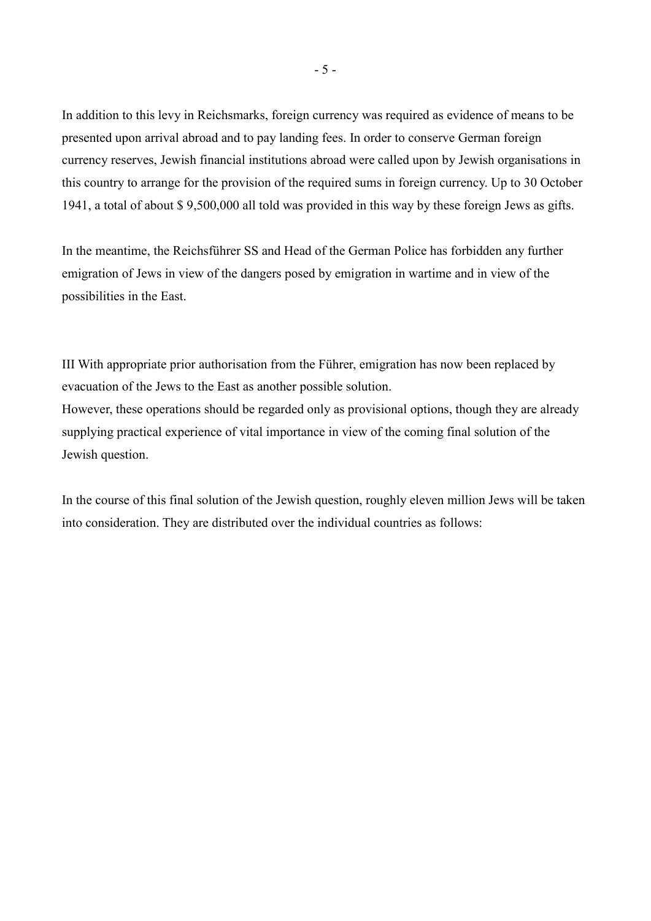In addition to this levy in Reichsmarks, foreign currency was required as evidence of means to be presented upon arrival abroad and to pay landing fees. In order to conserve German foreign currency reserves, Jewish financial institutions abroad were called upon by Jewish organisations in this country to arrange for the provision of the required sums in foreign currency. Up to 30 October 1941, a total of about $ 9,500,000 all told was provided in this way by these foreign Jews as gifts.

In the meantime, the Reichsführer SS and Head of the German Police has forbidden any further emigration of Jews in view of the dangers posed by emigration in wartime and in view of the possibilities in the East.

III With appropriate prior authorisation from the Führer, emigration has now been replaced by evacuation of the Jews to the East as another possible solution.
However, these operations should be regarded only as provisional options, though they are already supplying practical experience of vital importance in view of the coming final solution of the Jewish question.

In the course of this final solution of the Jewish question, roughly eleven million Jews will be taken into consideration. They are distributed over the individual countries as follows: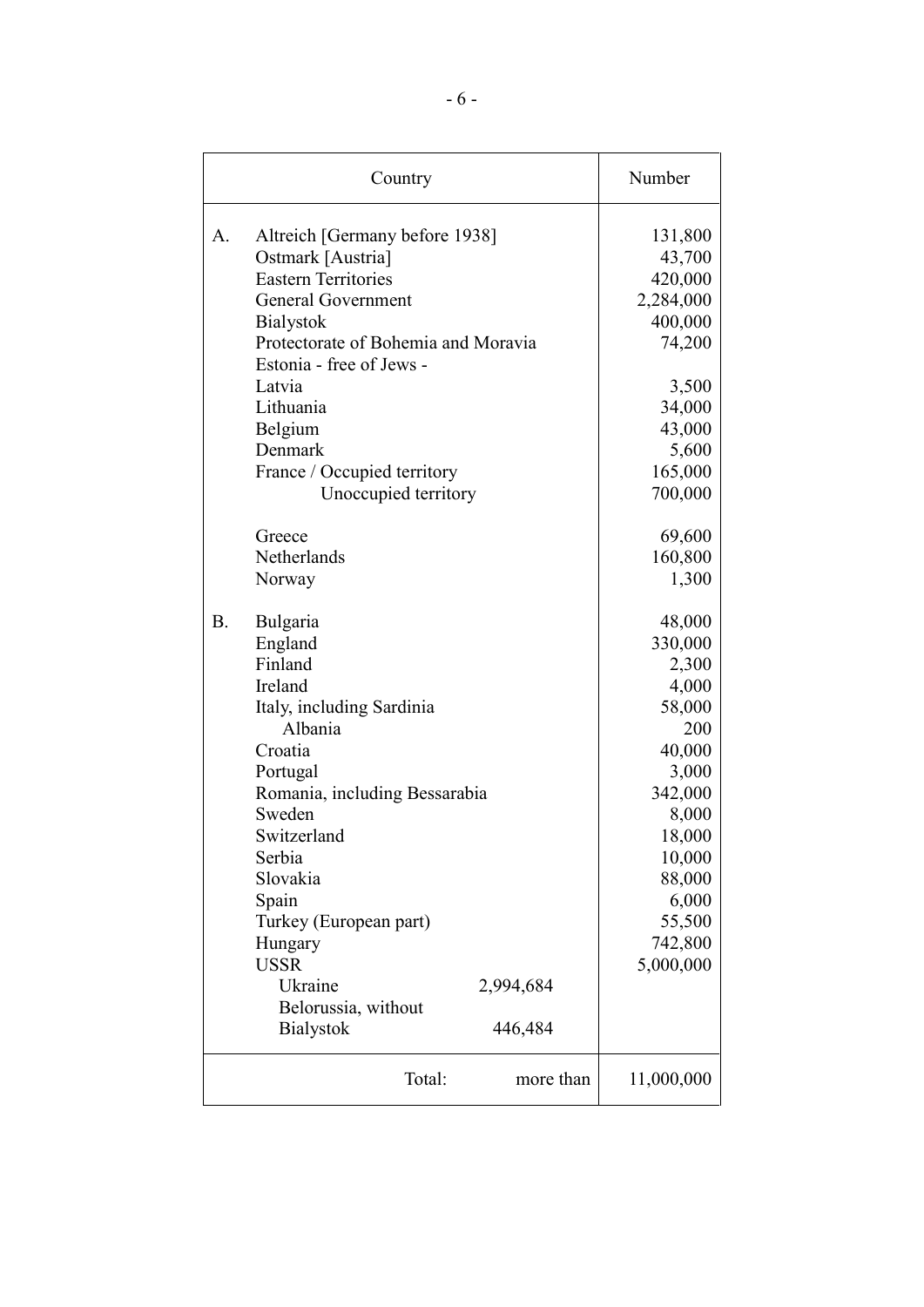| | Country | | Number |
|---|---|---|---|
| A. | Altreich [Germany before 1938] | | 131,800 |
| | Ostmark [Austria] | | 43,700 |
| | Eastern Territories | | 420,000 |
| | General Government | | 2,284,000 |
| | Bialystok | | 400,000 |
| | Protectorate of Bohemia and Moravia | | 74,200 |
| | Estonia - free of Jews - | | |
| | Latvia | | 3,500 |
| | Lithuania | | 34,000 |
| | Belgium | | 43,000 |
| | Denmark | | 5,600 |
| | France / Occupied territory | | 165,000 |
| | Unoccupied territory | | 700,000 |
| | Greece | | 69,600 |
| | Netherlands | | 160,800 |
| | Norway | | 1,300 |
| B. | Bulgaria | | 48,000 |
| | England | | 330,000 |
| | Finland | | 2,300 |
| | Ireland | | 4,000 |
| | Italy, including Sardinia | | 58,000 |
| | Albania | | 200 |
| | Croatia | | 40,000 |
| | Portugal | | 3,000 |
| | Romania, including Bessarabia | | 342,000 |
| | Sweden | | 8,000 |
| | Switzerland | | 18,000 |
| | Serbia | | 10,000 |
| | Slovakia | | 88,000 |
| | Spain | | 6,000 |
| | Turkey (European part) | | 55,500 |
| | Hungary | | 742,800 |
| | USSR | | 5,000,000 |
| | Ukraine | 2,994,684 | |
| | Belorussia, without Bialystok | 446,484 | |
| | Total: | more than | 11,000,000 |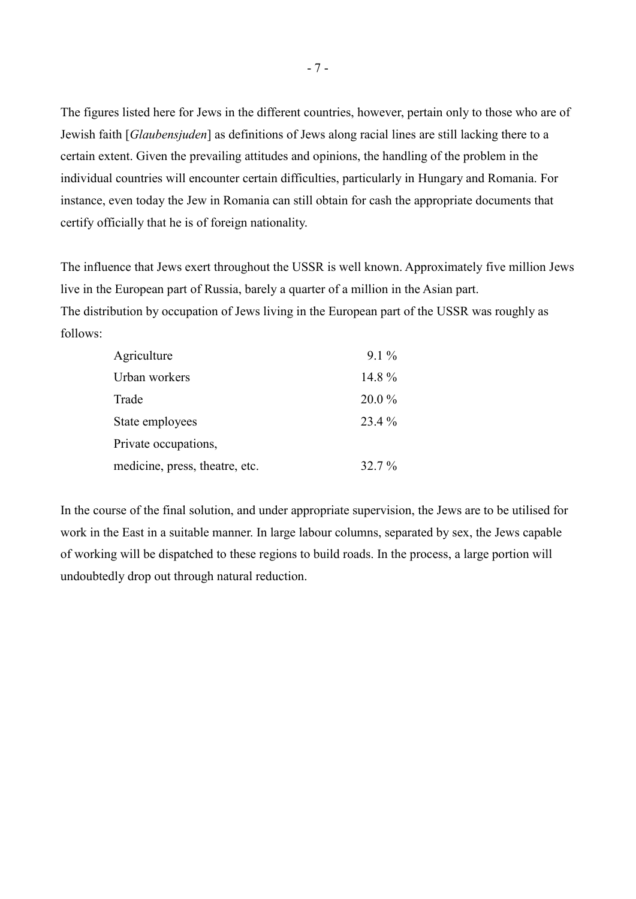The figures listed here for Jews in the different countries, however, pertain only to those who are of Jewish faith [*Glaubensjuden*] as definitions of Jews along racial lines are still lacking there to a certain extent. Given the prevailing attitudes and opinions, the handling of the problem in the individual countries will encounter certain difficulties, particularly in Hungary and Romania. For instance, even today the Jew in Romania can still obtain for cash the appropriate documents that certify officially that he is of foreign nationality.

The influence that Jews exert throughout the USSR is well known. Approximately five million Jews live in the European part of Russia, barely a quarter of a million in the Asian part.
The distribution by occupation of Jews living in the European part of the USSR was roughly as follows:

| | |
|---|---|
| Agriculture | 9.1 % |
| Urban workers | 14.8 % |
| Trade | 20.0 % |
| State employees | 23.4 % |
| Private occupations, medicine, press, theatre, etc. | 32.7 % |

In the course of the final solution, and under appropriate supervision, the Jews are to be utilised for work in the East in a suitable manner. In large labour columns, separated by sex, the Jews capable of working will be dispatched to these regions to build roads. In the process, a large portion will undoubtedly drop out through natural reduction.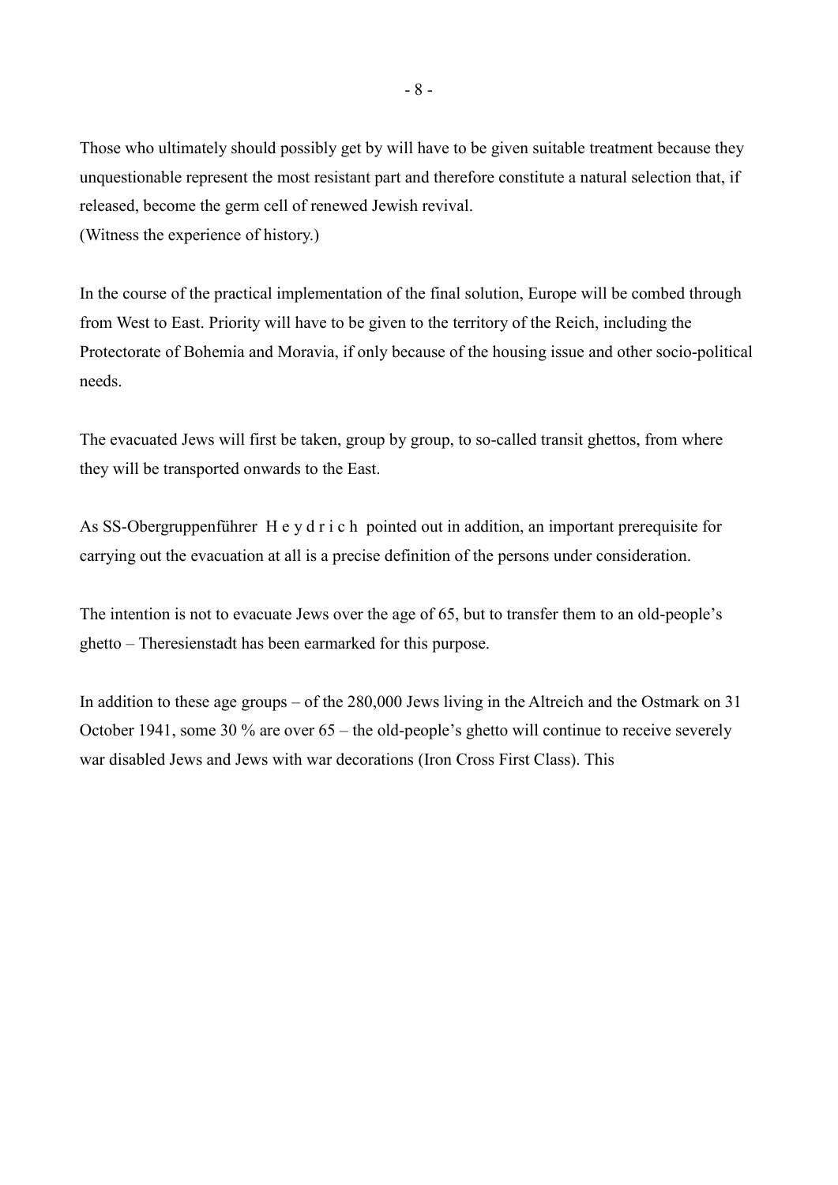Those who ultimately should possibly get by will have to be given suitable treatment because they unquestionable represent the most resistant part and therefore constitute a natural selection that, if released, become the germ cell of renewed Jewish revival.
(Witness the experience of history.)

In the course of the practical implementation of the final solution, Europe will be combed through from West to East. Priority will have to be given to the territory of the Reich, including the Protectorate of Bohemia and Moravia, if only because of the housing issue and other socio-political needs.

The evacuated Jews will first be taken, group by group, to so-called transit ghettos, from where they will be transported onwards to the East.

As SS-Obergruppenführer H e y d r i c h pointed out in addition, an important prerequisite for carrying out the evacuation at all is a precise definition of the persons under consideration.

The intention is not to evacuate Jews over the age of 65, but to transfer them to an old-people's ghetto – Theresienstadt has been earmarked for this purpose.

In addition to these age groups – of the 280,000 Jews living in the Altreich and the Ostmark on 31 October 1941, some 30 % are over 65 – the old-people's ghetto will continue to receive severely war disabled Jews and Jews with war decorations (Iron Cross First Class). This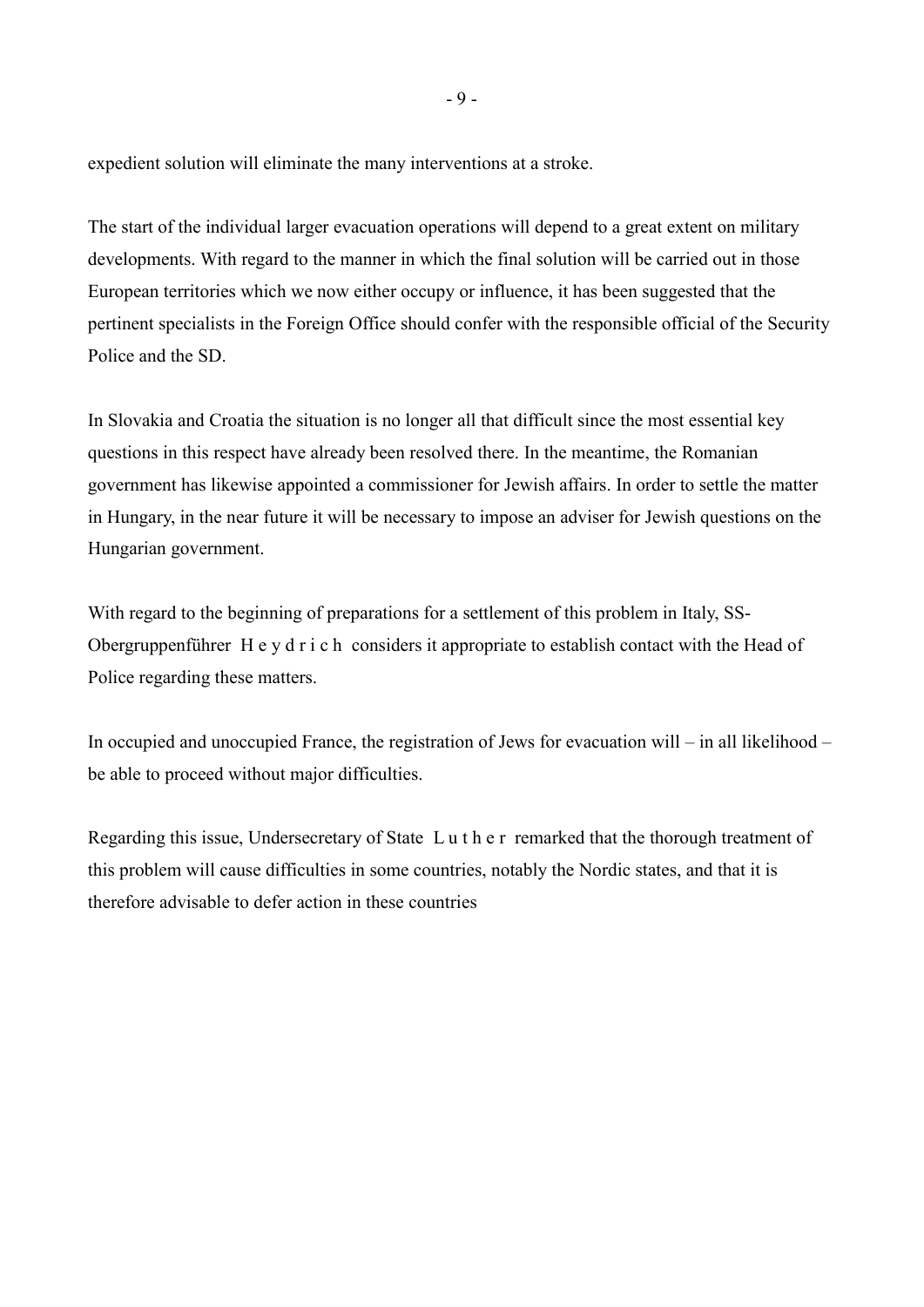expedient solution will eliminate the many interventions at a stroke.

The start of the individual larger evacuation operations will depend to a great extent on military developments. With regard to the manner in which the final solution will be carried out in those European territories which we now either occupy or influence, it has been suggested that the pertinent specialists in the Foreign Office should confer with the responsible official of the Security Police and the SD.

In Slovakia and Croatia the situation is no longer all that difficult since the most essential key questions in this respect have already been resolved there. In the meantime, the Romanian government has likewise appointed a commissioner for Jewish affairs. In order to settle the matter in Hungary, in the near future it will be necessary to impose an adviser for Jewish questions on the Hungarian government.

With regard to the beginning of preparations for a settlement of this problem in Italy, SS-Obergruppenführer H e y d r i c h considers it appropriate to establish contact with the Head of Police regarding these matters.

In occupied and unoccupied France, the registration of Jews for evacuation will – in all likelihood – be able to proceed without major difficulties.

Regarding this issue, Undersecretary of State L u t h e r remarked that the thorough treatment of this problem will cause difficulties in some countries, notably the Nordic states, and that it is therefore advisable to defer action in these countries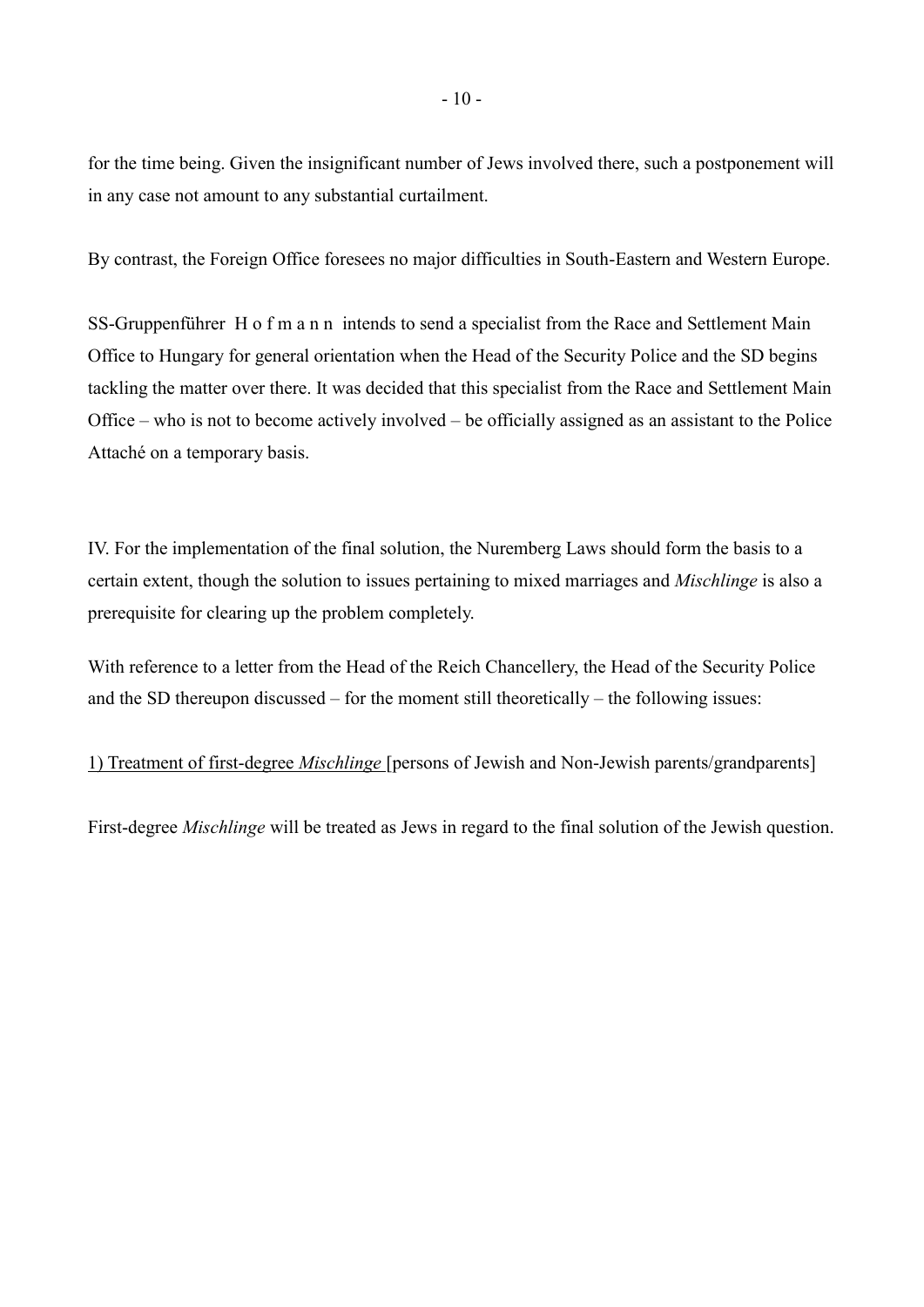for the time being. Given the insignificant number of Jews involved there, such a postponement will in any case not amount to any substantial curtailment.

By contrast, the Foreign Office foresees no major difficulties in South-Eastern and Western Europe.

SS-Gruppenführer H o f m a n n intends to send a specialist from the Race and Settlement Main Office to Hungary for general orientation when the Head of the Security Police and the SD begins tackling the matter over there. It was decided that this specialist from the Race and Settlement Main Office – who is not to become actively involved – be officially assigned as an assistant to the Police Attaché on a temporary basis.

IV. For the implementation of the final solution, the Nuremberg Laws should form the basis to a certain extent, though the solution to issues pertaining to mixed marriages and *Mischlinge* is also a prerequisite for clearing up the problem completely.

With reference to a letter from the Head of the Reich Chancellery, the Head of the Security Police and the SD thereupon discussed – for the moment still theoretically – the following issues:

<u>1) Treatment of first-degree *Mischlinge*</u> [persons of Jewish and Non-Jewish parents/grandparents]

First-degree *Mischlinge* will be treated as Jews in regard to the final solution of the Jewish question.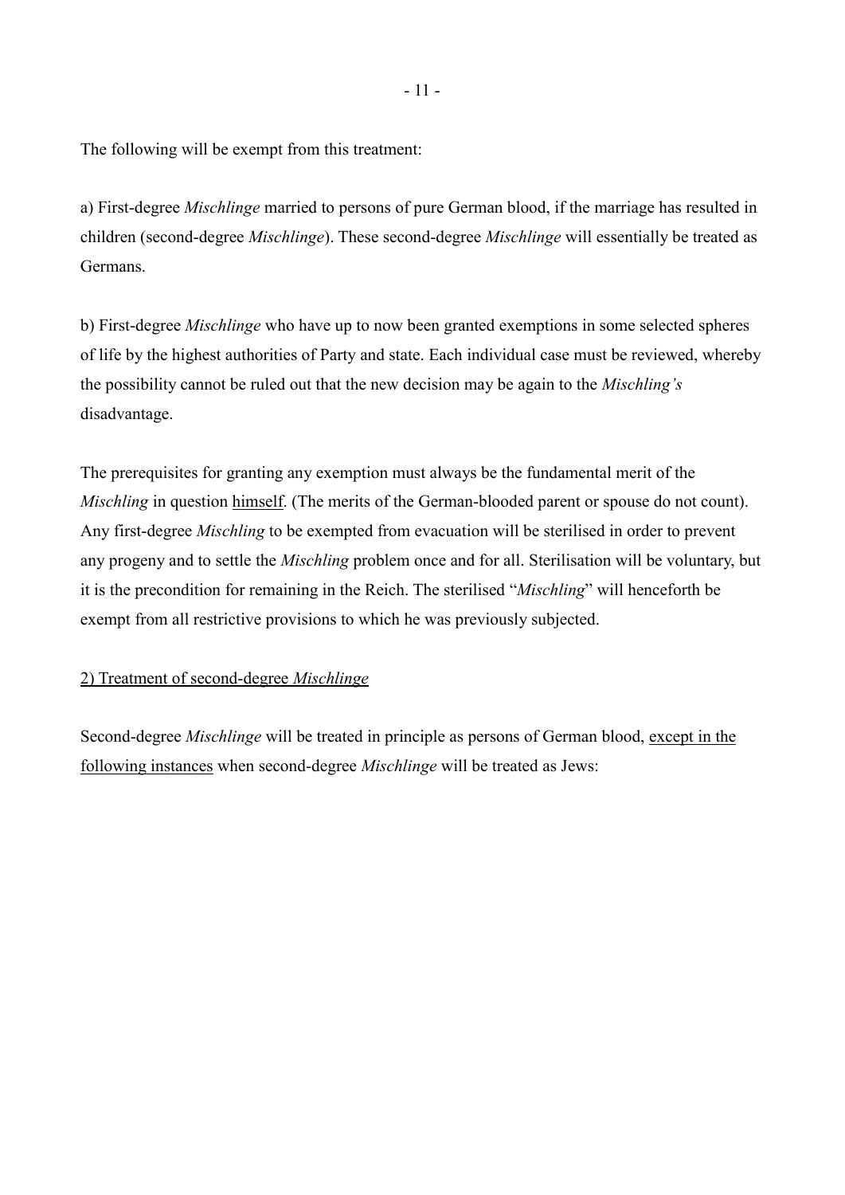The following will be exempt from this treatment:

a) First-degree *Mischlinge* married to persons of pure German blood, if the marriage has resulted in children (second-degree *Mischlinge*). These second-degree *Mischlinge* will essentially be treated as Germans.

b) First-degree *Mischlinge* who have up to now been granted exemptions in some selected spheres of life by the highest authorities of Party and state. Each individual case must be reviewed, whereby the possibility cannot be ruled out that the new decision may be again to the *Mischling's* disadvantage.

The prerequisites for granting any exemption must always be the fundamental merit of the *Mischling* in question <u>himself</u>. (The merits of the German-blooded parent or spouse do not count). Any first-degree *Mischling* to be exempted from evacuation will be sterilised in order to prevent any progeny and to settle the *Mischling* problem once and for all. Sterilisation will be voluntary, but it is the precondition for remaining in the Reich. The sterilised "*Mischling*" will henceforth be exempt from all restrictive provisions to which he was previously subjected.

<u>2) Treatment of second-degree *Mischlinge*</u>

Second-degree *Mischlinge* will be treated in principle as persons of German blood, <u>except in the following instances</u> when second-degree *Mischlinge* will be treated as Jews: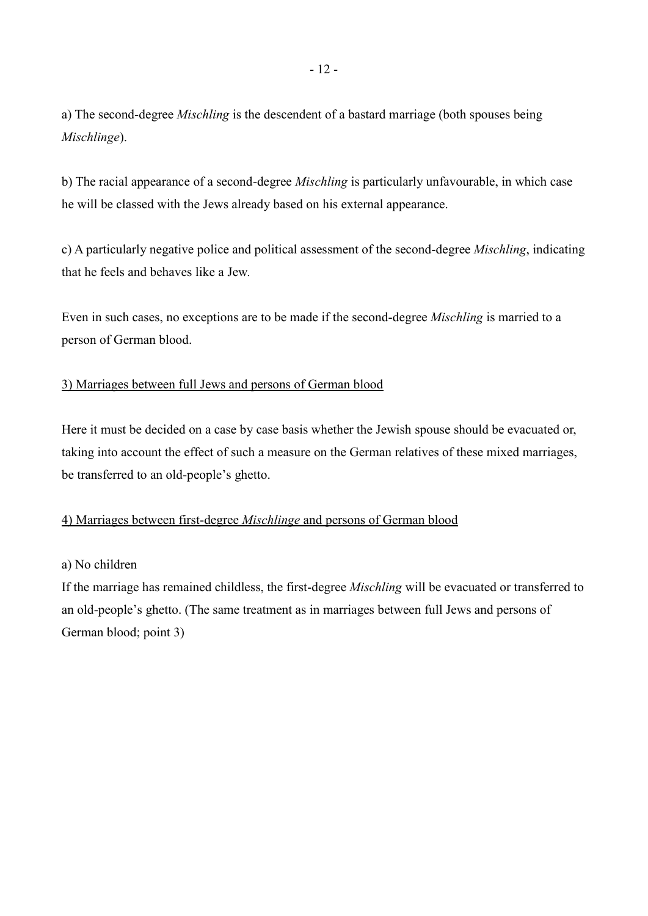a) The second-degree *Mischling* is the descendent of a bastard marriage (both spouses being *Mischlinge*).

b) The racial appearance of a second-degree *Mischling* is particularly unfavourable, in which case he will be classed with the Jews already based on his external appearance.

c) A particularly negative police and political assessment of the second-degree *Mischling*, indicating that he feels and behaves like a Jew.

Even in such cases, no exceptions are to be made if the second-degree *Mischling* is married to a person of German blood.

<u>3) Marriages between full Jews and persons of German blood</u>

Here it must be decided on a case by case basis whether the Jewish spouse should be evacuated or, taking into account the effect of such a measure on the German relatives of these mixed marriages, be transferred to an old-people's ghetto.

<u>4) Marriages between first-degree *Mischlinge* and persons of German blood</u>

a) No children

If the marriage has remained childless, the first-degree *Mischling* will be evacuated or transferred to an old-people's ghetto. (The same treatment as in marriages between full Jews and persons of German blood; point 3)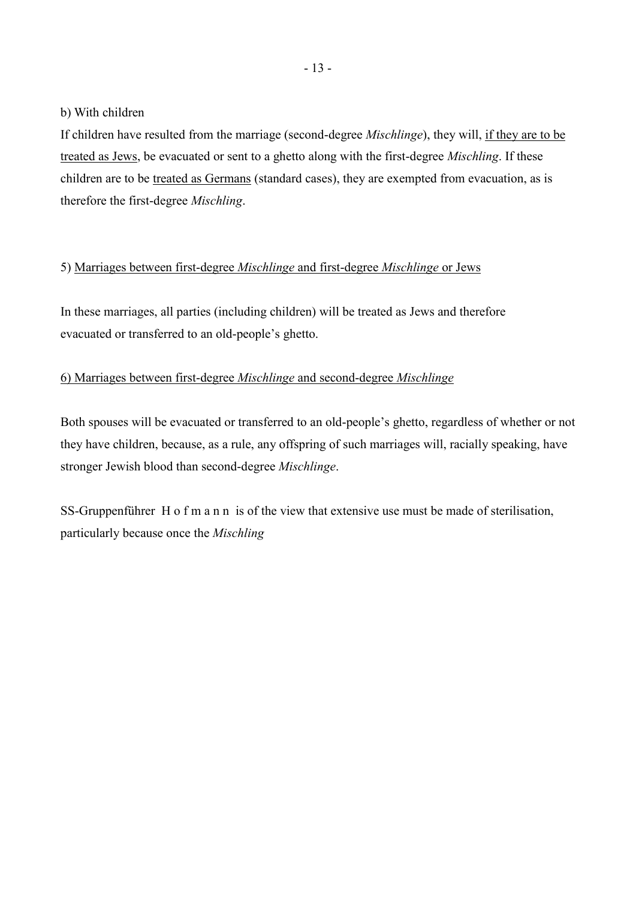b) With children

If children have resulted from the marriage (second-degree *Mischlinge*), they will, <u>if they are to be treated as Jews</u>, be evacuated or sent to a ghetto along with the first-degree *Mischling*. If these children are to be <u>treated as Germans</u> (standard cases), they are exempted from evacuation, as is therefore the first-degree *Mischling*.

5) <u>Marriages between first-degree *Mischlinge* and first-degree *Mischlinge* or Jews</u>

In these marriages, all parties (including children) will be treated as Jews and therefore evacuated or transferred to an old-people's ghetto.

6) <u>Marriages between first-degree *Mischlinge* and second-degree *Mischlinge*</u>

Both spouses will be evacuated or transferred to an old-people's ghetto, regardless of whether or not they have children, because, as a rule, any offspring of such marriages will, racially speaking, have stronger Jewish blood than second-degree *Mischlinge*.

SS-Gruppenführer H o f m a n n is of the view that extensive use must be made of sterilisation, particularly because once the *Mischling*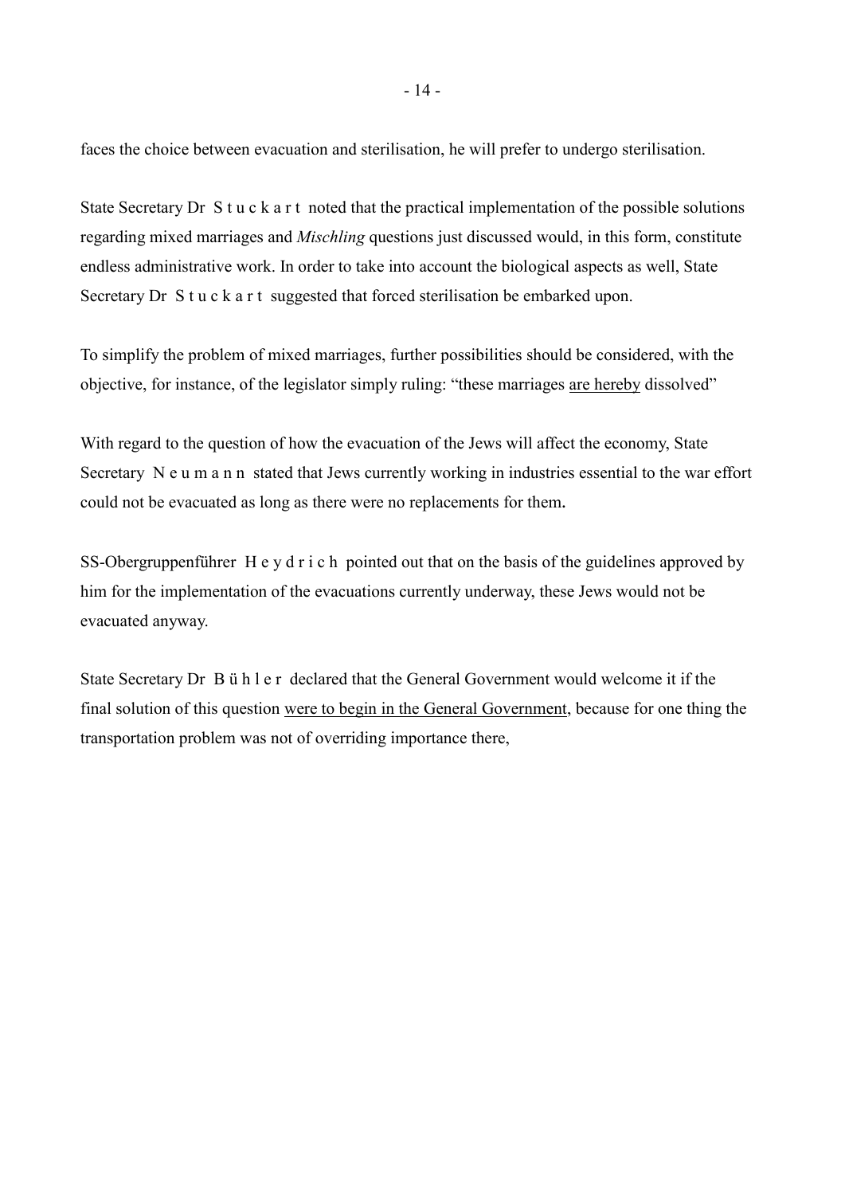faces the choice between evacuation and sterilisation, he will prefer to undergo sterilisation.

State Secretary Dr S t u c k a r t noted that the practical implementation of the possible solutions regarding mixed marriages and *Mischling* questions just discussed would, in this form, constitute endless administrative work. In order to take into account the biological aspects as well, State Secretary Dr S t u c k a r t suggested that forced sterilisation be embarked upon.

To simplify the problem of mixed marriages, further possibilities should be considered, with the objective, for instance, of the legislator simply ruling: "these marriages <u>are hereby</u> dissolved"

With regard to the question of how the evacuation of the Jews will affect the economy, State Secretary N e u m a n n stated that Jews currently working in industries essential to the war effort could not be evacuated as long as there were no replacements for them.

SS-Obergruppenführer H e y d r i c h pointed out that on the basis of the guidelines approved by him for the implementation of the evacuations currently underway, these Jews would not be evacuated anyway.

State Secretary Dr B ü h l e r declared that the General Government would welcome it if the final solution of this question <u>were to begin in the General Government</u>, because for one thing the transportation problem was not of overriding importance there,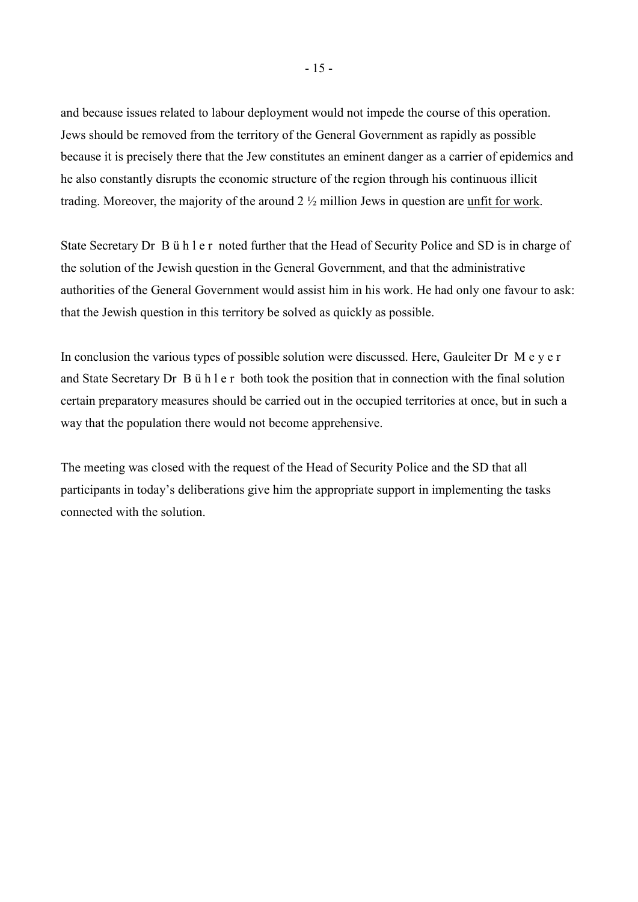and because issues related to labour deployment would not impede the course of this operation. Jews should be removed from the territory of the General Government as rapidly as possible because it is precisely there that the Jew constitutes an eminent danger as a carrier of epidemics and he also constantly disrupts the economic structure of the region through his continuous illicit trading. Moreover, the majority of the around 2 ½ million Jews in question are <u>unfit for work</u>.

State Secretary Dr B ü h l e r noted further that the Head of Security Police and SD is in charge of the solution of the Jewish question in the General Government, and that the administrative authorities of the General Government would assist him in his work. He had only one favour to ask: that the Jewish question in this territory be solved as quickly as possible.

In conclusion the various types of possible solution were discussed. Here, Gauleiter Dr M e y e r and State Secretary Dr B ü h l e r both took the position that in connection with the final solution certain preparatory measures should be carried out in the occupied territories at once, but in such a way that the population there would not become apprehensive.

The meeting was closed with the request of the Head of Security Police and the SD that all participants in today's deliberations give him the appropriate support in implementing the tasks connected with the solution.